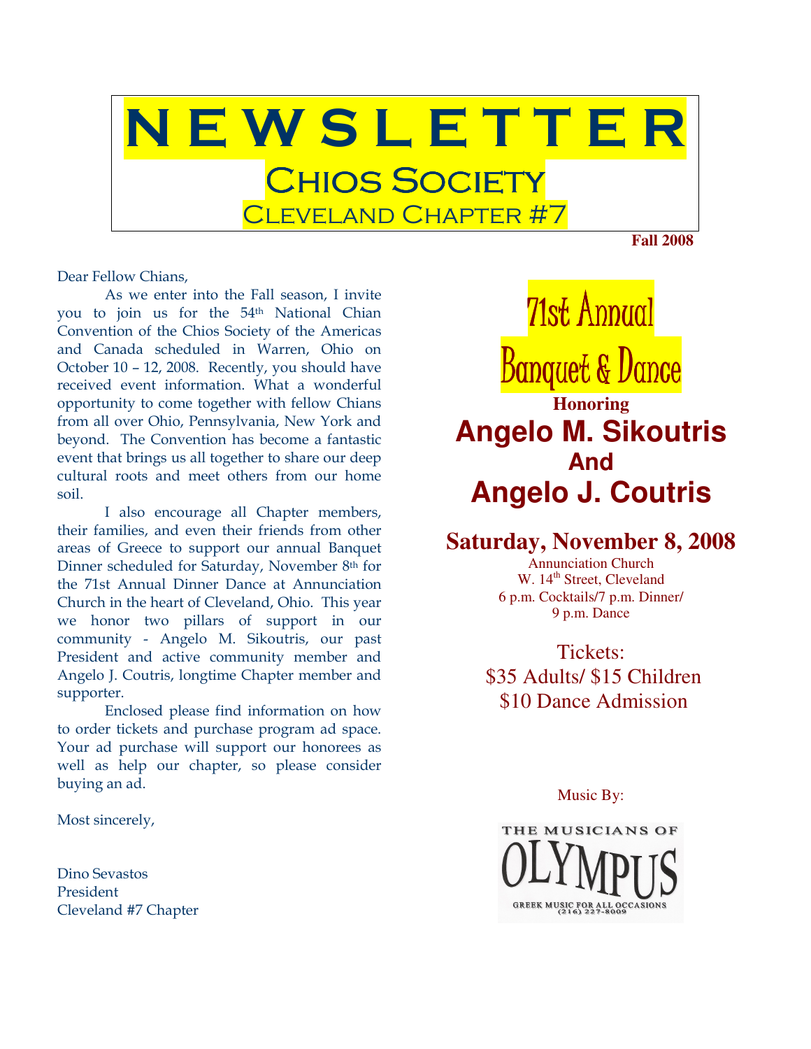# NEWSLETTER

## Chios Society

### Cleveland Chapter #7

**Fall 2008**

Dear Fellow Chians,

As we enter into the Fall season, I invite you to join us for the 54th National Chian Convention of the Chios Society of the Americas and Canada scheduled in Warren, Ohio on October 10 – 12, 2008. Recently, you should have received event information. What a wonderful opportunity to come together with fellow Chians from all over Ohio, Pennsylvania, New York and beyond. The Convention has become a fantastic event that brings us all together to share our deep cultural roots and meet others from our home soil.

I also encourage all Chapter members, their families, and even their friends from other areas of Greece to support our annual Banquet Dinner scheduled for Saturday, November 8th for the 71st Annual Dinner Dance at Annunciation Church in the heart of Cleveland, Ohio. This year we honor two pillars of support in our community - Angelo M. Sikoutris, our past President and active community member and Angelo J. Coutris, longtime Chapter member and supporter.

Enclosed please find information on how to order tickets and purchase program ad space. Your ad purchase will support our honorees as well as help our chapter, so please consider buying an ad.

Most sincerely,

Dino Sevastos
President
Cleveland #7 Chapter

## 71st Annual Banquet & Dance

**Honoring**

**Angelo M. Sikoutris**

**And**

**Angelo J. Coutris**

**Saturday, November 8, 2008**

Annunciation Church
W. 14th Street, Cleveland
6 p.m. Cocktails/7 p.m. Dinner/
9 p.m. Dance

Tickets:
$35 Adults/ $15 Children
$10 Dance Admission

Music By:

THE MUSICIANS OF OLYMPUS
GREEK MUSIC FOR ALL OCCASIONS
(216) 227-8009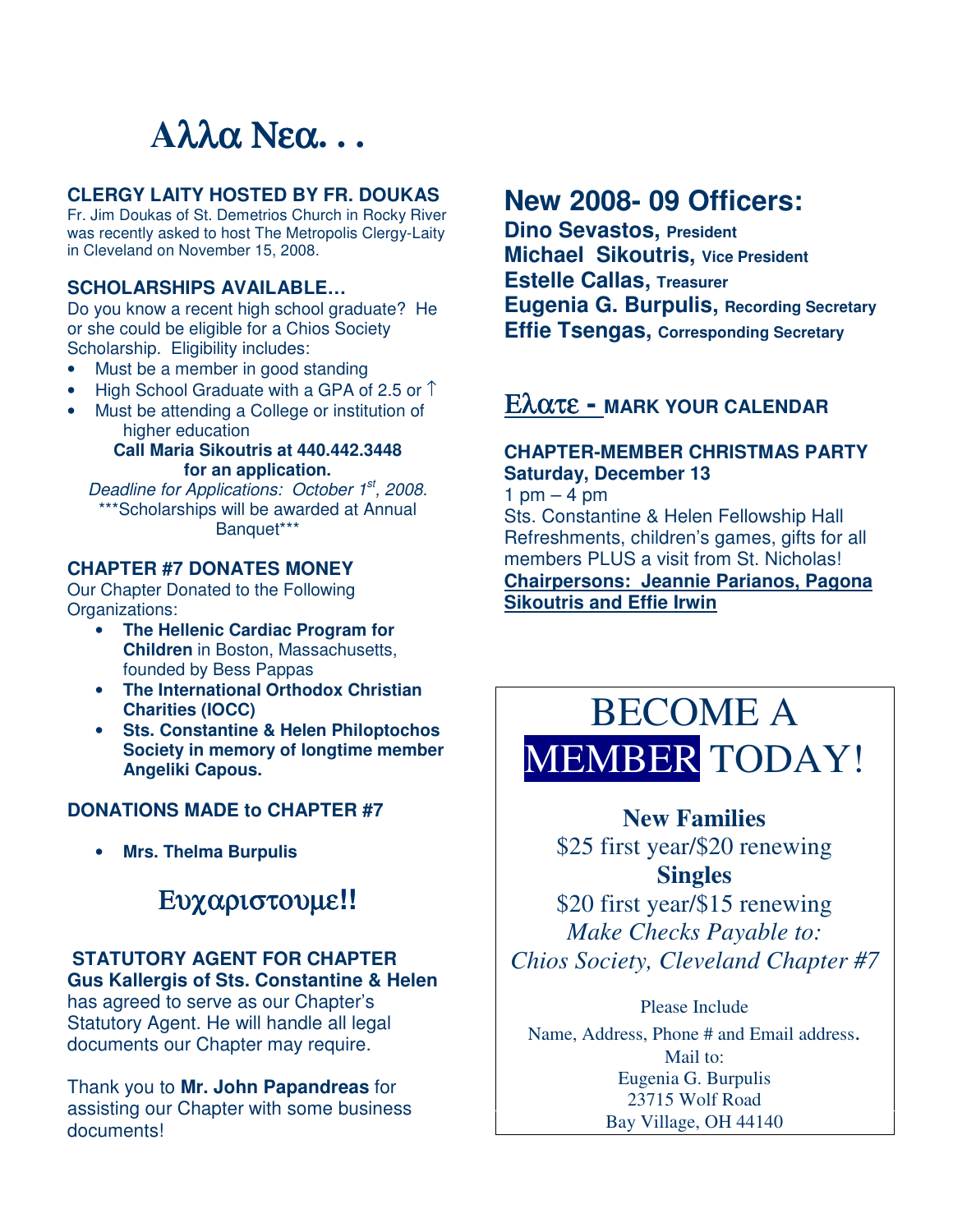# Αλλα Νεα. . .

### CLERGY LAITY HOSTED BY FR. DOUKAS

Fr. Jim Doukas of St. Demetrios Church in Rocky River was recently asked to host The Metropolis Clergy-Laity in Cleveland on November 15, 2008.

### SCHOLARSHIPS AVAILABLE…

Do you know a recent high school graduate? He or she could be eligible for a Chios Society Scholarship. Eligibility includes:

- Must be a member in good standing
- High School Graduate with a GPA of 2.5 or ↑
- Must be attending a College or institution of higher education

**Call Maria Sikoutris at 440.442.3448 for an application.**

*Deadline for Applications: October 1st, 2008.*

***Scholarships will be awarded at Annual Banquet***

### CHAPTER #7 DONATES MONEY

Our Chapter Donated to the Following Organizations:

- **The Hellenic Cardiac Program for Children** in Boston, Massachusetts, founded by Bess Pappas
- **The International Orthodox Christian Charities (IOCC)**
- **Sts. Constantine & Helen Philoptochos Society in memory of longtime member Angeliki Capous.**

### DONATIONS MADE to CHAPTER #7

- **Mrs. Thelma Burpulis**

## Ευχαριστουμε!!

### STATUTORY AGENT FOR CHAPTER

**Gus Kallergis of Sts. Constantine & Helen** has agreed to serve as our Chapter's Statutory Agent. He will handle all legal documents our Chapter may require.

Thank you to **Mr. John Papandreas** for assisting our Chapter with some business documents!

## New 2008- 09 Officers:

**Dino Sevastos,** **President**
**Michael Sikoutris,** **Vice President**
**Estelle Callas,** **Treasurer**
**Eugenia G. Burpulis,** **Recording Secretary**
**Effie Tsengas,** **Corresponding Secretary**

## Ελατε - MARK YOUR CALENDAR

**CHAPTER-MEMBER CHRISTMAS PARTY**
**Saturday, December 13**
1 pm – 4 pm
Sts. Constantine & Helen Fellowship Hall
Refreshments, children's games, gifts for all members PLUS a visit from St. Nicholas!
**Chairpersons: Jeannie Parianos, Pagona Sikoutris and Effie Irwin**

# BECOME A MEMBER TODAY!

**New Families**
$25 first year/$20 renewing
**Singles**
$20 first year/$15 renewing
*Make Checks Payable to:*
*Chios Society, Cleveland Chapter #7*

Please Include
Name, Address, Phone # and Email address.
Mail to:
Eugenia G. Burpulis
23715 Wolf Road
Bay Village, OH 44140